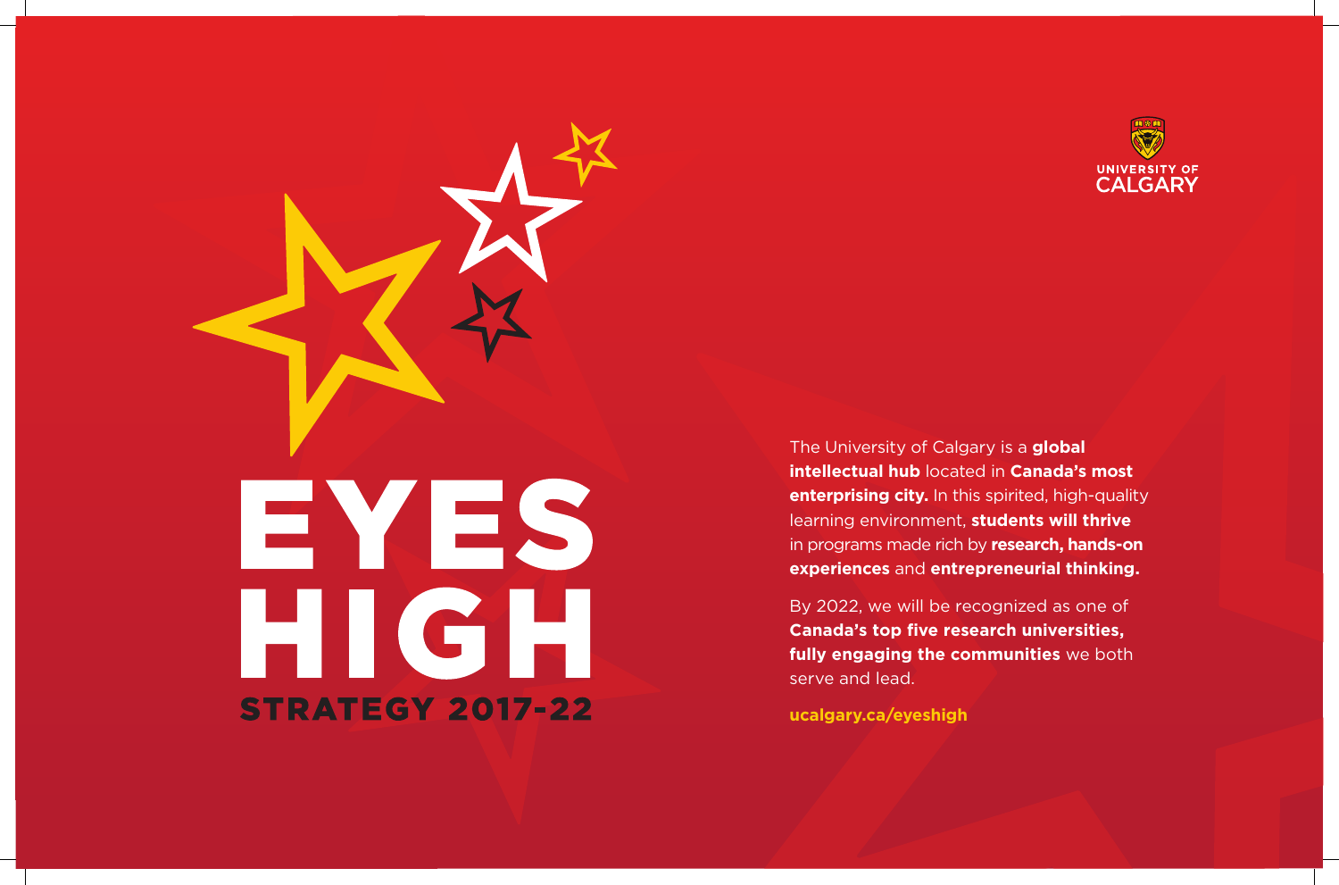UNIVERSITY OF CALGARY

# EYES HIGH

## STRATEGY 2017-22

The University of Calgary is a **global intellectual hub** located in **Canada's most enterprising city.** In this spirited, high-quality learning environment, **students will thrive** in programs made rich by **research, hands-on experiences** and **entrepreneurial thinking.**

By 2022, we will be recognized as one of **Canada's top five research universities, fully engaging the communities** we both serve and lead.

**ucalgary.ca/eyeshigh**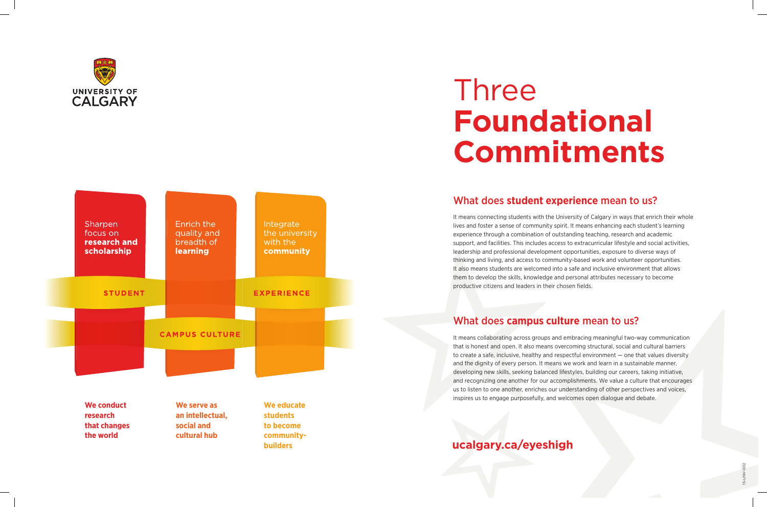UNIVERSITY OF CALGARY

Sharpen focus on **research and scholarship**

Enrich the quality and breadth of **learning**

Integrate the university with the **community**

STUDENT EXPERIENCE

CAMPUS CULTURE

**We conduct research that changes the world**

**We serve as an intellectual, social and cultural hub**

**We educate students to become community-builders**

# Three **Foundational Commitments**

## What does **student experience** mean to us?

It means connecting students with the University of Calgary in ways that enrich their whole lives and foster a sense of community spirit. It means enhancing each student's learning experience through a combination of outstanding teaching, research and academic support, and facilities. This includes access to extracurricular lifestyle and social activities, leadership and professional development opportunities, exposure to diverse ways of thinking and living, and access to community-based work and volunteer opportunities. It also means students are welcomed into a safe and inclusive environment that allows them to develop the skills, knowledge and personal attributes necessary to become productive citizens and leaders in their chosen fields.

## What does **campus culture** mean to us?

It means collaborating across groups and embracing meaningful two-way communication that is honest and open. It also means overcoming structural, social and cultural barriers to create a safe, inclusive, healthy and respectful environment — one that values diversity and the dignity of every person. It means we work and learn in a sustainable manner, developing new skills, seeking balanced lifestyles, building our careers, taking initiative, and recognizing one another for our accomplishments. We value a culture that encourages us to listen to one another, enriches our understanding of other perspectives and voices, inspires us to engage purposefully, and welcomes open dialogue and debate.

**ucalgary.ca/eyeshigh**

15-UNV-002